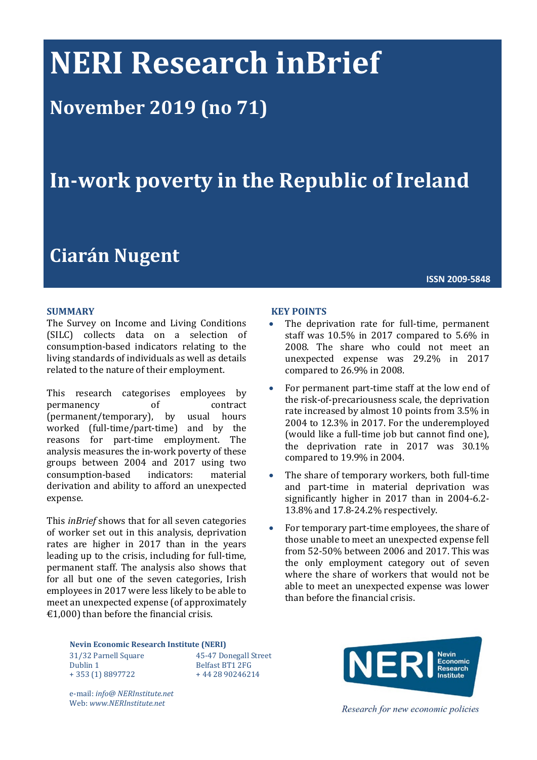# NERI Research inBrief

## November 2019 (no 71)

# In-work poverty in the Republic of Ireland

## Ciarán Nugent

ISSN 2009-5848

### SUMMARY

The Survey on Income and Living Conditions (SILC) collects data on a selection of consumption-based indicators relating to the living standards of individuals as well as details related to the nature of their employment.

This research categorises employees by permanency of contract (permanent/temporary), by usual hours worked (full-time/part-time) and by the reasons for part-time employment. The analysis measures the in-work poverty of these groups between 2004 and 2017 using two consumption-based indicators: material derivation and ability to afford an unexpected expense.

This *inBrief* shows that for all seven categories of worker set out in this analysis, deprivation rates are higher in 2017 than in the years leading up to the crisis, including for full-time, permanent staff. The analysis also shows that for all but one of the seven categories, Irish employees in 2017 were less likely to be able to meet an unexpected expense (of approximately €1,000) than before the financial crisis.

### KEY POINTS

- The deprivation rate for full-time, permanent staff was 10.5% in 2017 compared to 5.6% in 2008. The share who could not meet an unexpected expense was 29.2% in 2017 compared to 26.9% in 2008.
- For permanent part-time staff at the low end of the risk-of-precariousness scale, the deprivation rate increased by almost 10 points from 3.5% in 2004 to 12.3% in 2017. For the underemployed (would like a full-time job but cannot find one), the deprivation rate in 2017 was 30.1% compared to 19.9% in 2004.
- The share of temporary workers, both full-time and part-time in material deprivation was significantly higher in 2017 than in 2004-6.2-13.8% and 17.8-24.2% respectively.
- For temporary part-time employees, the share of those unable to meet an unexpected expense fell from 52-50% between 2006 and 2017. This was the only employment category out of seven where the share of workers that would not be able to meet an unexpected expense was lower than before the financial crisis.

**Nevin Economic Research Institute (NERI)**

31/32 Parnell Square
Dublin 1
+ 353 (1) 8897722

45-47 Donegall Street
Belfast BT1 2FG
+ 44 28 90246214

e-mail: *info@ NERInstitute.net*
Web: *www.NERInstitute.net*

NERI Nevin Economic Research Institute

*Research for new economic policies*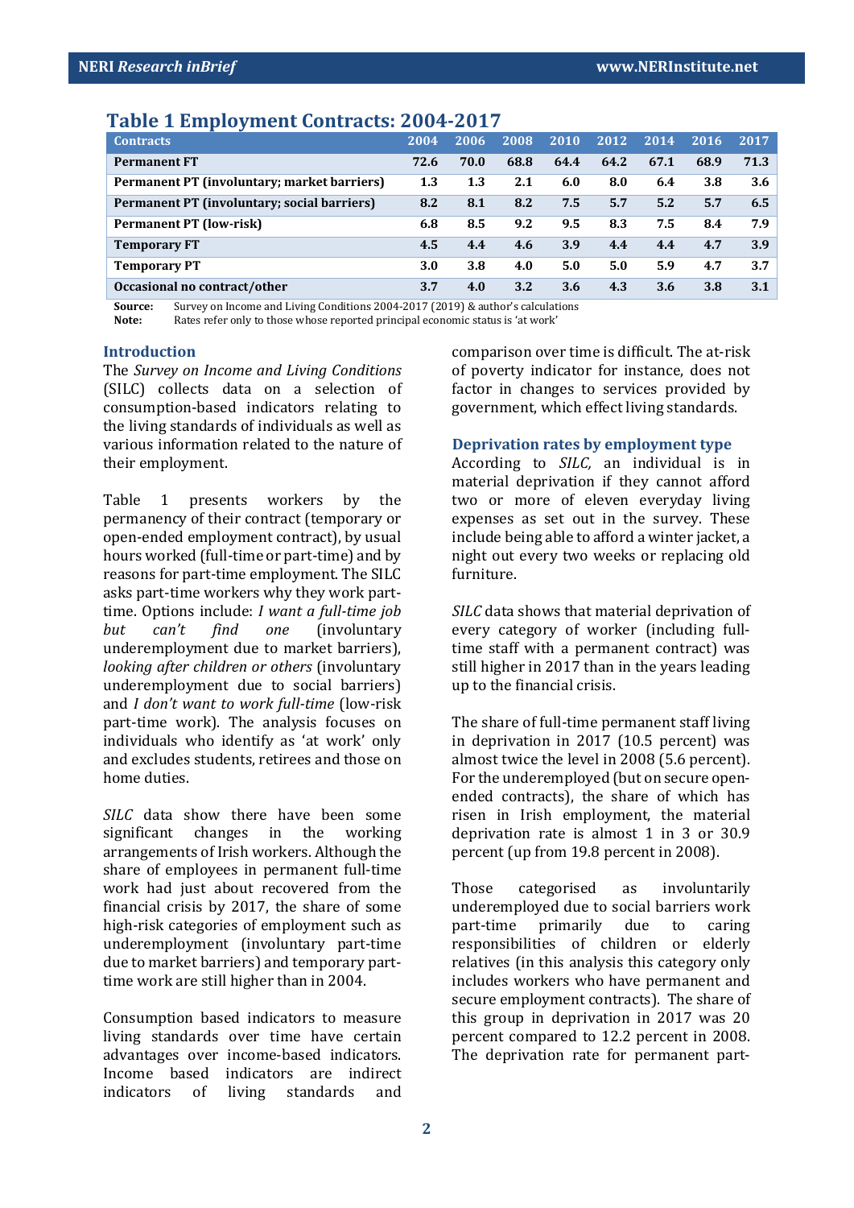## Table 1 Employment Contracts: 2004-2017

| Contracts | 2004 | 2006 | 2008 | 2010 | 2012 | 2014 | 2016 | 2017 |
|---|---|---|---|---|---|---|---|---|
| **Permanent FT** | **72.6** | **70.0** | **68.8** | **64.4** | **64.2** | **67.1** | **68.9** | **71.3** |
| **Permanent PT (involuntary; market barriers)** | **1.3** | **1.3** | **2.1** | **6.0** | **8.0** | **6.4** | **3.8** | **3.6** |
| **Permanent PT (involuntary; social barriers)** | **8.2** | **8.1** | **8.2** | **7.5** | **5.7** | **5.2** | **5.7** | **6.5** |
| **Permanent PT (low-risk)** | **6.8** | **8.5** | **9.2** | **9.5** | **8.3** | **7.5** | **8.4** | **7.9** |
| **Temporary FT** | **4.5** | **4.4** | **4.6** | **3.9** | **4.4** | **4.4** | **4.7** | **3.9** |
| **Temporary PT** | **3.0** | **3.8** | **4.0** | **5.0** | **5.0** | **5.9** | **4.7** | **3.7** |
| **Occasional no contract/other** | **3.7** | **4.0** | **3.2** | **3.6** | **4.3** | **3.6** | **3.8** | **3.1** |

**Source:** Survey on Income and Living Conditions 2004-2017 (2019) & author's calculations
**Note:** Rates refer only to those whose reported principal economic status is 'at work'

### Introduction

The *Survey on Income and Living Conditions* (SILC) collects data on a selection of consumption-based indicators relating to the living standards of individuals as well as various information related to the nature of their employment.

Table 1 presents workers by the permanency of their contract (temporary or open-ended employment contract), by usual hours worked (full-time or part-time) and by reasons for part-time employment. The SILC asks part-time workers why they work part-time. Options include: *I want a full-time job but can't find one* (involuntary underemployment due to market barriers), *looking after children or others* (involuntary underemployment due to social barriers) and *I don't want to work full-time* (low-risk part-time work). The analysis focuses on individuals who identify as 'at work' only and excludes students, retirees and those on home duties.

*SILC* data show there have been some significant changes in the working arrangements of Irish workers. Although the share of employees in permanent full-time work had just about recovered from the financial crisis by 2017, the share of some high-risk categories of employment such as underemployment (involuntary part-time due to market barriers) and temporary part-time work are still higher than in 2004.

Consumption based indicators to measure living standards over time have certain advantages over income-based indicators. Income based indicators are indirect indicators of living standards and comparison over time is difficult. The at-risk of poverty indicator for instance, does not factor in changes to services provided by government, which effect living standards.

### Deprivation rates by employment type

According to *SILC,* an individual is in material deprivation if they cannot afford two or more of eleven everyday living expenses as set out in the survey. These include being able to afford a winter jacket, a night out every two weeks or replacing old furniture.

*SILC* data shows that material deprivation of every category of worker (including full-time staff with a permanent contract) was still higher in 2017 than in the years leading up to the financial crisis.

The share of full-time permanent staff living in deprivation in 2017 (10.5 percent) was almost twice the level in 2008 (5.6 percent). For the underemployed (but on secure open-ended contracts), the share of which has risen in Irish employment, the material deprivation rate is almost 1 in 3 or 30.9 percent (up from 19.8 percent in 2008).

Those categorised as involuntarily underemployed due to social barriers work part-time primarily due to caring responsibilities of children or elderly relatives (in this analysis this category only includes workers who have permanent and secure employment contracts). The share of this group in deprivation in 2017 was 20 percent compared to 12.2 percent in 2008. The deprivation rate for permanent part-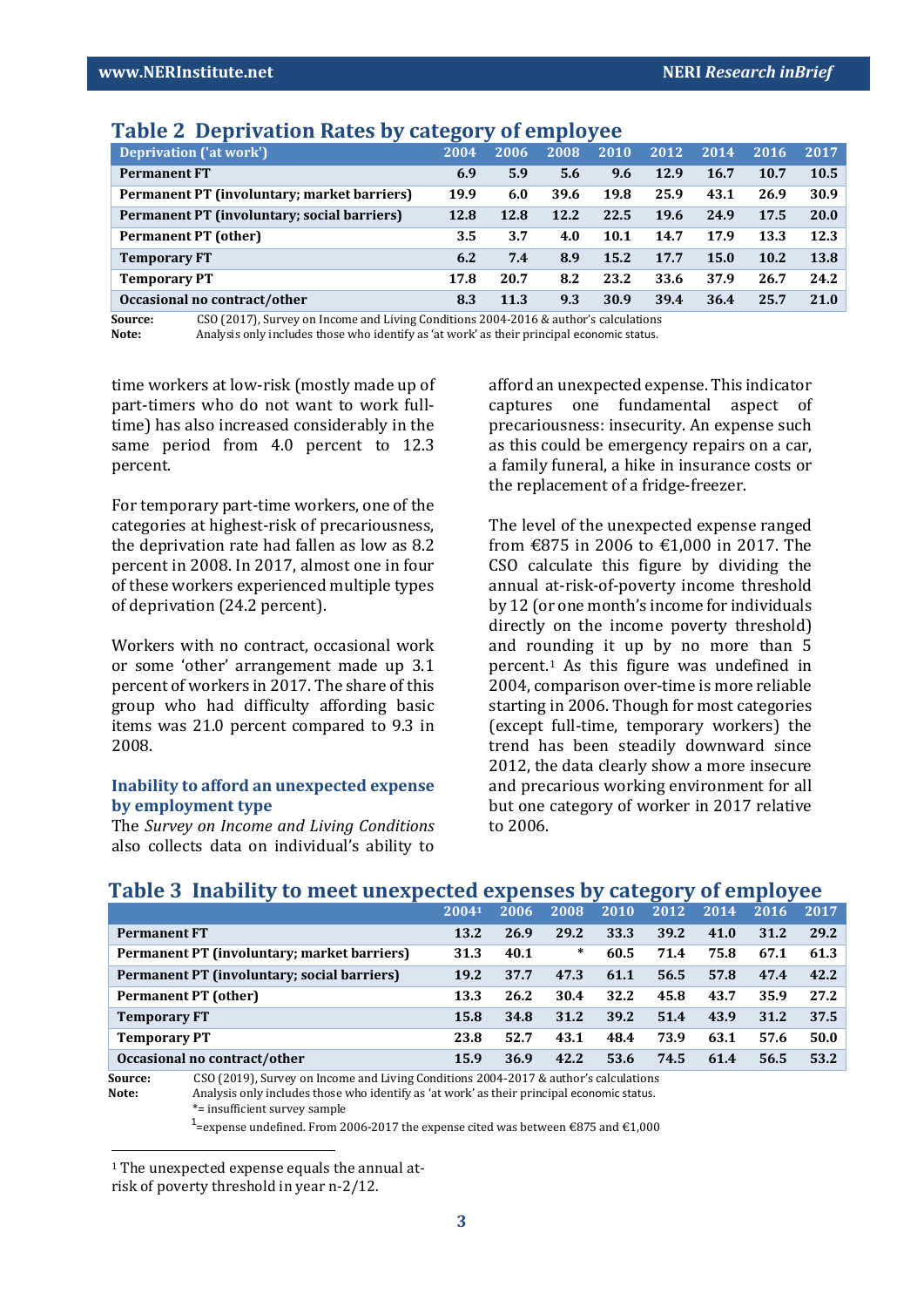## Table 2 Deprivation Rates by category of employee

| Deprivation ('at work') | 2004 | 2006 | 2008 | 2010 | 2012 | 2014 | 2016 | 2017 |
|---|---|---|---|---|---|---|---|---|
| **Permanent FT** | 6.9 | 5.9 | 5.6 | 9.6 | 12.9 | 16.7 | 10.7 | 10.5 |
| **Permanent PT (involuntary; market barriers)** | 19.9 | 6.0 | 39.6 | 19.8 | 25.9 | 43.1 | 26.9 | 30.9 |
| **Permanent PT (involuntary; social barriers)** | 12.8 | 12.8 | 12.2 | 22.5 | 19.6 | 24.9 | 17.5 | 20.0 |
| **Permanent PT (other)** | 3.5 | 3.7 | 4.0 | 10.1 | 14.7 | 17.9 | 13.3 | 12.3 |
| **Temporary FT** | 6.2 | 7.4 | 8.9 | 15.2 | 17.7 | 15.0 | 10.2 | 13.8 |
| **Temporary PT** | 17.8 | 20.7 | 8.2 | 23.2 | 33.6 | 37.9 | 26.7 | 24.2 |
| **Occasional no contract/other** | 8.3 | 11.3 | 9.3 | 30.9 | 39.4 | 36.4 | 25.7 | 21.0 |

**Source:** CSO (2017), Survey on Income and Living Conditions 2004-2016 & author's calculations
**Note:** Analysis only includes those who identify as 'at work' as their principal economic status.

time workers at low-risk (mostly made up of part-timers who do not want to work full-time) has also increased considerably in the same period from 4.0 percent to 12.3 percent.

For temporary part-time workers, one of the categories at highest-risk of precariousness, the deprivation rate had fallen as low as 8.2 percent in 2008. In 2017, almost one in four of these workers experienced multiple types of deprivation (24.2 percent).

Workers with no contract, occasional work or some 'other' arrangement made up 3.1 percent of workers in 2017. The share of this group who had difficulty affording basic items was 21.0 percent compared to 9.3 in 2008.

### Inability to afford an unexpected expense by employment type

The *Survey on Income and Living Conditions* also collects data on individual's ability to afford an unexpected expense. This indicator captures one fundamental aspect of precariousness: insecurity. An expense such as this could be emergency repairs on a car, a family funeral, a hike in insurance costs or the replacement of a fridge-freezer.

The level of the unexpected expense ranged from €875 in 2006 to €1,000 in 2017. The CSO calculate this figure by dividing the annual at-risk-of-poverty income threshold by 12 (or one month's income for individuals directly on the income poverty threshold) and rounding it up by no more than 5 percent.[1] As this figure was undefined in 2004, comparison over-time is more reliable starting in 2006. Though for most categories (except full-time, temporary workers) the trend has been steadily downward since 2012, the data clearly show a more insecure and precarious working environment for all but one category of worker in 2017 relative to 2006.

## Table 3 Inability to meet unexpected expenses by category of employee

| | 2004[1] | 2006 | 2008 | 2010 | 2012 | 2014 | 2016 | 2017 |
|---|---|---|---|---|---|---|---|---|
| **Permanent FT** | 13.2 | 26.9 | 29.2 | 33.3 | 39.2 | 41.0 | 31.2 | 29.2 |
| **Permanent PT (involuntary; market barriers)** | 31.3 | 40.1 | * | 60.5 | 71.4 | 75.8 | 67.1 | 61.3 |
| **Permanent PT (involuntary; social barriers)** | 19.2 | 37.7 | 47.3 | 61.1 | 56.5 | 57.8 | 47.4 | 42.2 |
| **Permanent PT (other)** | 13.3 | 26.2 | 30.4 | 32.2 | 45.8 | 43.7 | 35.9 | 27.2 |
| **Temporary FT** | 15.8 | 34.8 | 31.2 | 39.2 | 51.4 | 43.9 | 31.2 | 37.5 |
| **Temporary PT** | 23.8 | 52.7 | 43.1 | 48.4 | 73.9 | 63.1 | 57.6 | 50.0 |
| **Occasional no contract/other** | 15.9 | 36.9 | 42.2 | 53.6 | 74.5 | 61.4 | 56.5 | 53.2 |

**Source:** CSO (2019), Survey on Income and Living Conditions 2004-2017 & author's calculations
**Note:** Analysis only includes those who identify as 'at work' as their principal economic status.
*= insufficient survey sample
[1]=expense undefined. From 2006-2017 the expense cited was between €875 and €1,000

[1] The unexpected expense equals the annual at-risk of poverty threshold in year n-2/12.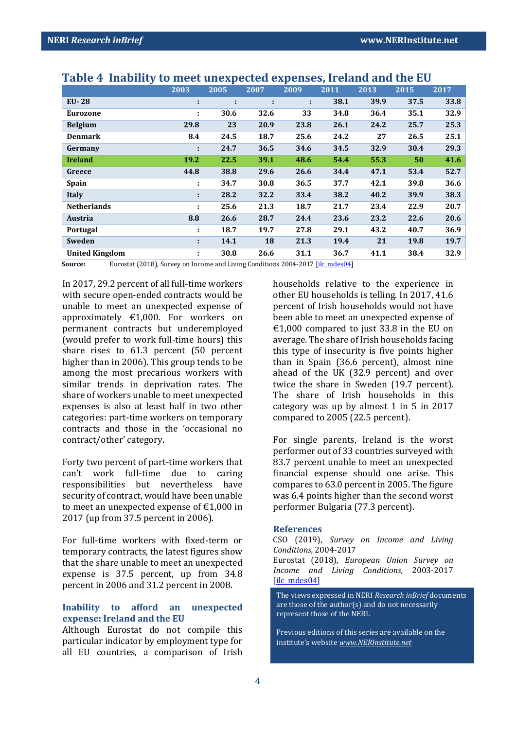## Table 4 Inability to meet unexpected expenses, Ireland and the EU

| | 2003 | 2005 | 2007 | 2009 | 2011 | 2013 | 2015 | 2017 |
|---|---|---|---|---|---|---|---|---|
| **EU- 28** | : | : | : | : | 38.1 | 39.9 | 37.5 | 33.8 |
| **Eurozone** | : | 30.6 | 32.6 | 33 | 34.8 | 36.4 | 35.1 | 32.9 |
| **Belgium** | 29.8 | 23 | 20.9 | 23.8 | 26.1 | 24.2 | 25.7 | 25.3 |
| **Denmark** | 8.4 | 24.5 | 18.7 | 25.6 | 24.2 | 27 | 26.5 | 25.1 |
| **Germany** | : | 24.7 | 36.5 | 34.6 | 34.5 | 32.9 | 30.4 | 29.3 |
| **Ireland** | 19.2 | 22.5 | 39.1 | 48.6 | 54.4 | 55.3 | 50 | 41.6 |
| **Greece** | 44.8 | 38.8 | 29.6 | 26.6 | 34.4 | 47.1 | 53.4 | 52.7 |
| **Spain** | : | 34.7 | 30.8 | 36.5 | 37.7 | 42.1 | 39.8 | 36.6 |
| **Italy** | : | 28.2 | 32.2 | 33.4 | 38.2 | 40.2 | 39.9 | 38.3 |
| **Netherlands** | : | 25.6 | 21.3 | 18.7 | 21.7 | 23.4 | 22.9 | 20.7 |
| **Austria** | 8.8 | 26.6 | 28.7 | 24.4 | 23.6 | 23.2 | 22.6 | 20.6 |
| **Portugal** | : | 18.7 | 19.7 | 27.8 | 29.1 | 43.2 | 40.7 | 36.9 |
| **Sweden** | : | 14.1 | 18 | 21.3 | 19.4 | 21 | 19.8 | 19.7 |
| **United Kingdom** | : | 30.8 | 26.6 | 31.1 | 36.7 | 41.1 | 38.4 | 32.9 |

**Source:** Eurostat (2018), Survey on Income and Living Conditions 2004-2017 [ilc_mdes04]

In 2017, 29.2 percent of all full-time workers with secure open-ended contracts would be unable to meet an unexpected expense of approximately €1,000. For workers on permanent contracts but underemployed (would prefer to work full-time hours) this share rises to 61.3 percent (50 percent higher than in 2006). This group tends to be among the most precarious workers with similar trends in deprivation rates. The share of workers unable to meet unexpected expenses is also at least half in two other categories: part-time workers on temporary contracts and those in the 'occasional no contract/other' category.

Forty two percent of part-time workers that can't work full-time due to caring responsibilities but nevertheless have security of contract, would have been unable to meet an unexpected expense of €1,000 in 2017 (up from 37.5 percent in 2006).

For full-time workers with fixed-term or temporary contracts, the latest figures show that the share unable to meet an unexpected expense is 37.5 percent, up from 34.8 percent in 2006 and 31.2 percent in 2008.

### Inability to afford an unexpected expense: Ireland and the EU

Although Eurostat do not compile this particular indicator by employment type for all EU countries, a comparison of Irish households relative to the experience in other EU households is telling. In 2017, 41.6 percent of Irish households would not have been able to meet an unexpected expense of €1,000 compared to just 33.8 in the EU on average. The share of Irish households facing this type of insecurity is five points higher than in Spain (36.6 percent), almost nine ahead of the UK (32.9 percent) and over twice the share in Sweden (19.7 percent). The share of Irish households in this category was up by almost 1 in 5 in 2017 compared to 2005 (22.5 percent).

For single parents, Ireland is the worst performer out of 33 countries surveyed with 83.7 percent unable to meet an unexpected financial expense should one arise. This compares to 63.0 percent in 2005. The figure was 6.4 points higher than the second worst performer Bulgaria (77.3 percent).

### References

CSO (2019), *Survey on Income and Living Conditions,* 2004-2017

Eurostat (2018), *European Union Survey on Income and Living Conditions,* 2003-2017 [ilc_mdes04]

The views expressed in NERI *Research inBrief* documents are those of the author(s) and do not necessarily represent those of the NERI.

Previous editions of this series are available on the institute's website *www.NERInstitute.net*